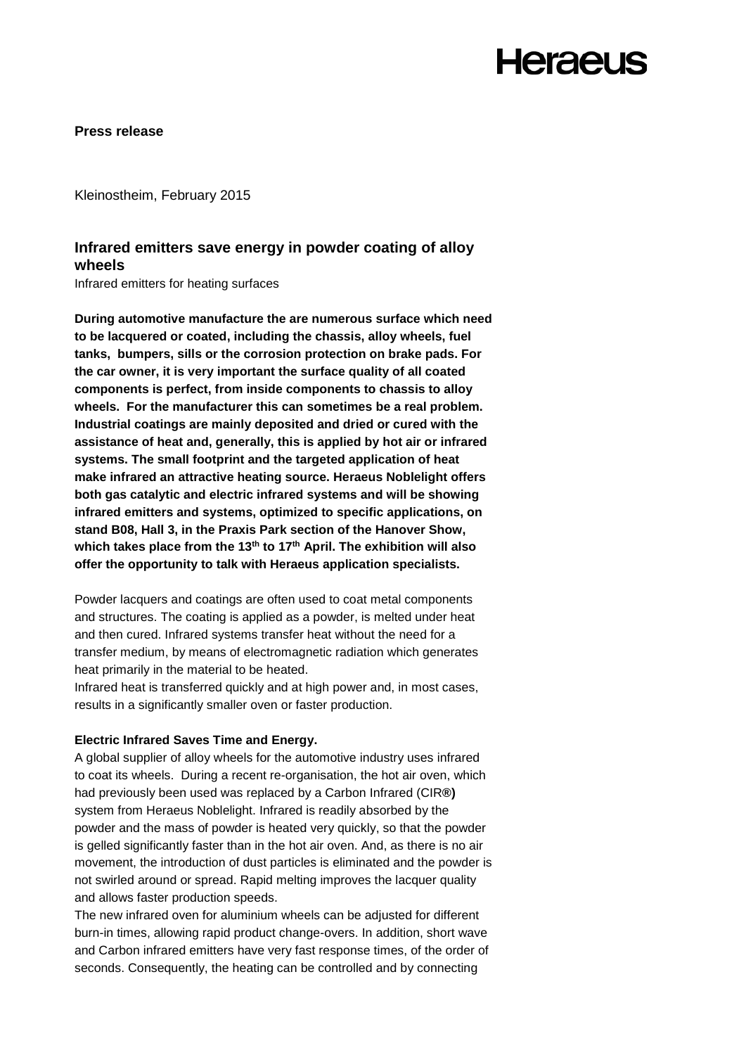Heraeus

**Press release**

Kleinostheim, February 2015

## Infrared emitters save energy in powder coating of alloy wheels

Infrared emitters for heating surfaces

**During automotive manufacture the are numerous surface which need to be lacquered or coated, including the chassis, alloy wheels, fuel tanks, bumpers, sills or the corrosion protection on brake pads. For the car owner, it is very important the surface quality of all coated components is perfect, from inside components to chassis to alloy wheels. For the manufacturer this can sometimes be a real problem. Industrial coatings are mainly deposited and dried or cured with the assistance of heat and, generally, this is applied by hot air or infrared systems. The small footprint and the targeted application of heat make infrared an attractive heating source. Heraeus Noblelight offers both gas catalytic and electric infrared systems and will be showing infrared emitters and systems, optimized to specific applications, on stand B08, Hall 3, in the Praxis Park section of the Hanover Show, which takes place from the 13th to 17th April. The exhibition will also offer the opportunity to talk with Heraeus application specialists.**

Powder lacquers and coatings are often used to coat metal components and structures. The coating is applied as a powder, is melted under heat and then cured. Infrared systems transfer heat without the need for a transfer medium, by means of electromagnetic radiation which generates heat primarily in the material to be heated.

Infrared heat is transferred quickly and at high power and, in most cases, results in a significantly smaller oven or faster production.

**Electric Infrared Saves Time and Energy.**

A global supplier of alloy wheels for the automotive industry uses infrared to coat its wheels. During a recent re-organisation, the hot air oven, which had previously been used was replaced by a Carbon Infrared (CIR®) system from Heraeus Noblelight. Infrared is readily absorbed by the powder and the mass of powder is heated very quickly, so that the powder is gelled significantly faster than in the hot air oven. And, as there is no air movement, the introduction of dust particles is eliminated and the powder is not swirled around or spread. Rapid melting improves the lacquer quality and allows faster production speeds.

The new infrared oven for aluminium wheels can be adjusted for different burn-in times, allowing rapid product change-overs. In addition, short wave and Carbon infrared emitters have very fast response times, of the order of seconds. Consequently, the heating can be controlled and by connecting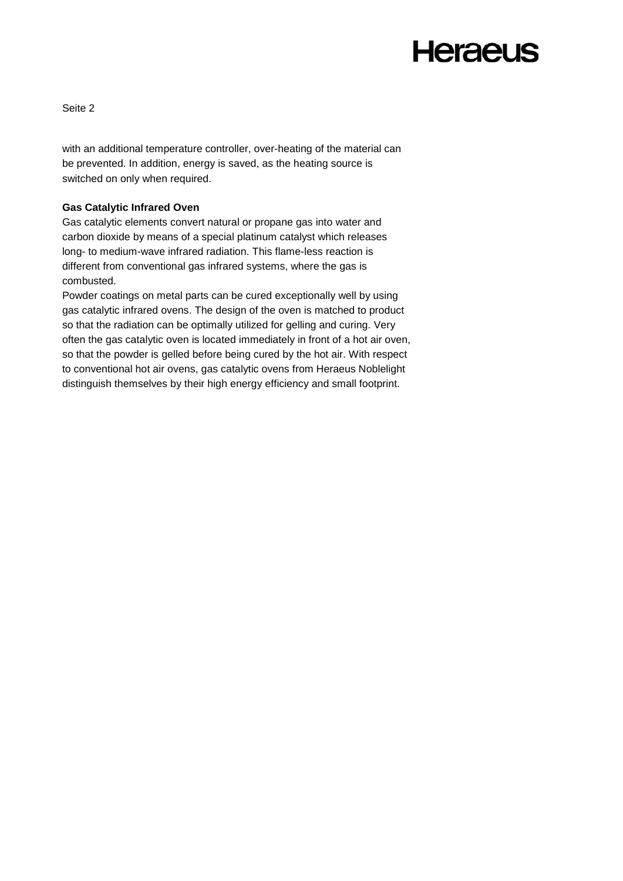with an additional temperature controller, over-heating of the material can be prevented. In addition, energy is saved, as the heating source is switched on only when required.

**Gas Catalytic Infrared Oven**

Gas catalytic elements convert natural or propane gas into water and carbon dioxide by means of a special platinum catalyst which releases long- to medium-wave infrared radiation. This flame-less reaction is different from conventional gas infrared systems, where the gas is combusted.

Powder coatings on metal parts can be cured exceptionally well by using gas catalytic infrared ovens. The design of the oven is matched to product so that the radiation can be optimally utilized for gelling and curing. Very often the gas catalytic oven is located immediately in front of a hot air oven, so that the powder is gelled before being cured by the hot air. With respect to conventional hot air ovens, gas catalytic ovens from Heraeus Noblelight distinguish themselves by their high energy efficiency and small footprint.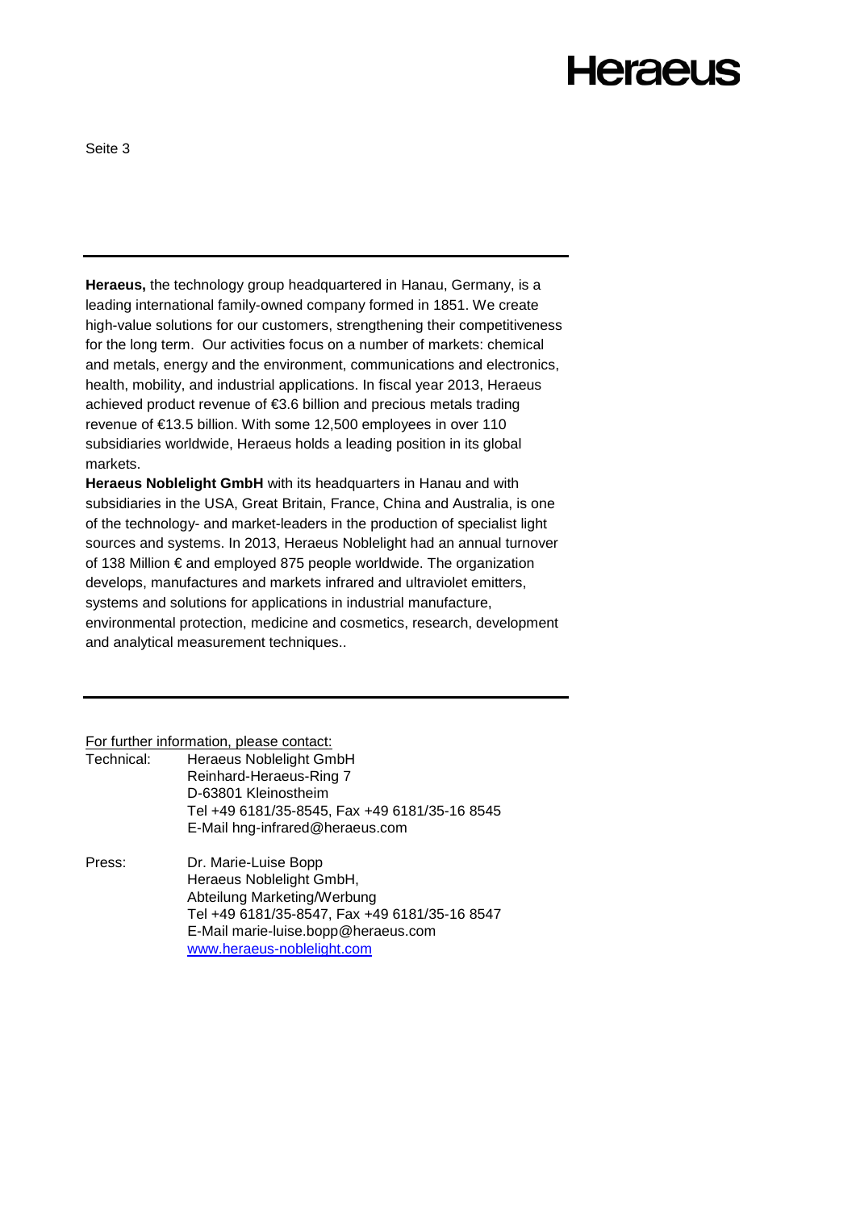**Heraeus,** the technology group headquartered in Hanau, Germany, is a leading international family-owned company formed in 1851. We create high-value solutions for our customers, strengthening their competitiveness for the long term. Our activities focus on a number of markets: chemical and metals, energy and the environment, communications and electronics, health, mobility, and industrial applications. In fiscal year 2013, Heraeus achieved product revenue of €3.6 billion and precious metals trading revenue of €13.5 billion. With some 12,500 employees in over 110 subsidiaries worldwide, Heraeus holds a leading position in its global markets.

**Heraeus Noblelight GmbH** with its headquarters in Hanau and with subsidiaries in the USA, Great Britain, France, China and Australia, is one of the technology- and market-leaders in the production of specialist light sources and systems. In 2013, Heraeus Noblelight had an annual turnover of 138 Million € and employed 875 people worldwide. The organization develops, manufactures and markets infrared and ultraviolet emitters, systems and solutions for applications in industrial manufacture, environmental protection, medicine and cosmetics, research, development and analytical measurement techniques..

---

For further information, please contact:

Technical:
Heraeus Noblelight GmbH
Reinhard-Heraeus-Ring 7
D-63801 Kleinostheim
Tel +49 6181/35-8545, Fax +49 6181/35-16 8545
E-Mail hng-infrared@heraeus.com

Press:
Dr. Marie-Luise Bopp
Heraeus Noblelight GmbH,
Abteilung Marketing/Werbung
Tel +49 6181/35-8547, Fax +49 6181/35-16 8547
E-Mail marie-luise.bopp@heraeus.com
www.heraeus-noblelight.com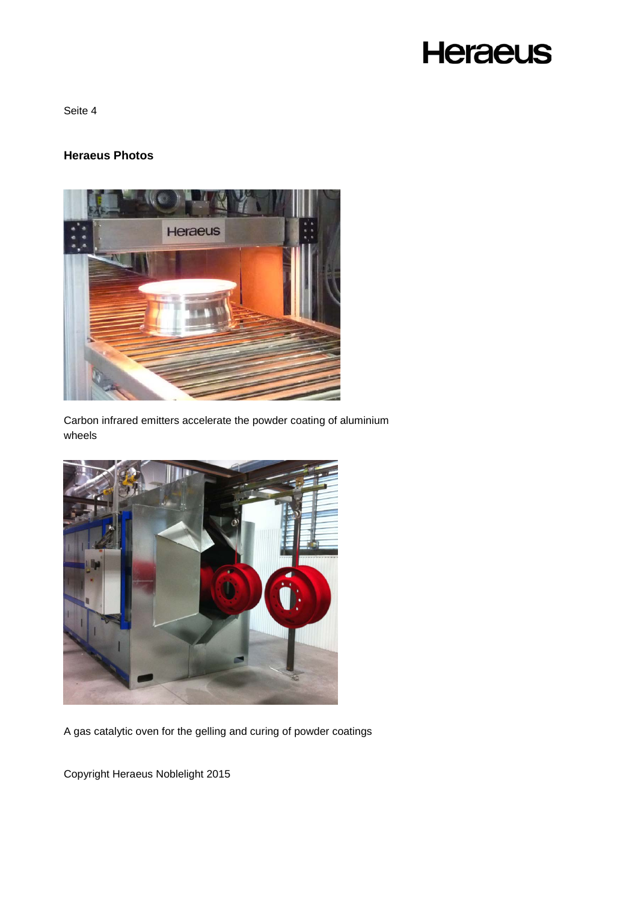## Heraeus Photos

Carbon infrared emitters accelerate the powder coating of aluminium wheels

A gas catalytic oven for the gelling and curing of powder coatings

Copyright Heraeus Noblelight 2015